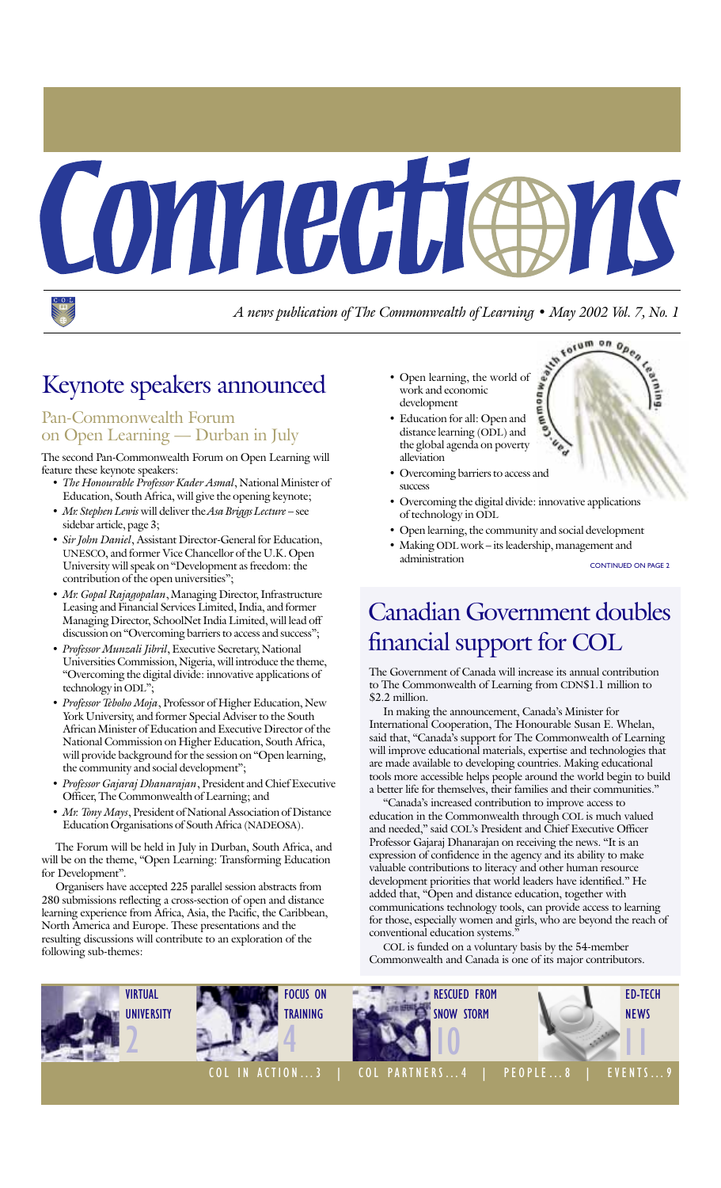# Connections

*A news publication of The Commonwealth of Learning • May 2002 Vol. 7, No. 1*

## Keynote speakers announced

### Pan-Commonwealth Forum on Open Learning — Durban in July

The second Pan-Commonwealth Forum on Open Learning will feature these keynote speakers:

- *The Honourable Professor Kader Asmal*, National Minister of Education, South Africa, will give the opening keynote;
- *Mr. Stephen Lewis* will deliver the *Asa Briggs Lecture* – see sidebar article, page 3;
- *Sir John Daniel*, Assistant Director-General for Education, UNESCO, and former Vice Chancellor of the U.K. Open University will speak on "Development as freedom: the contribution of the open universities";
- *Mr. Gopal Rajagopalan*, Managing Director, Infrastructure Leasing and Financial Services Limited, India, and former Managing Director, SchoolNet India Limited, will lead off discussion on "Overcoming barriers to access and success";
- *Professor Munzali Jibril*, Executive Secretary, National Universities Commission, Nigeria, will introduce the theme, "Overcoming the digital divide: innovative applications of technology in ODL";
- *Professor Teboho Moja*, Professor of Higher Education, New York University, and former Special Adviser to the South African Minister of Education and Executive Director of the National Commission on Higher Education, South Africa, will provide background for the session on "Open learning, the community and social development";
- *Professor Gajaraj Dhanarajan*, President and Chief Executive Officer, The Commonwealth of Learning; and
- *Mr. Tony Mays*, President of National Association of Distance Education Organisations of South Africa (NADEOSA).

The Forum will be held in July in Durban, South Africa, and will be on the theme, "Open Learning: Transforming Education for Development".

Organisers have accepted 225 parallel session abstracts from 280 submissions reflecting a cross-section of open and distance learning experience from Africa, Asia, the Pacific, the Caribbean, North America and Europe. These presentations and the resulting discussions will contribute to an exploration of the following sub-themes:

- Open learning, the world of work and economic development
- Education for all: Open and distance learning (ODL) and the global agenda on poverty alleviation
- Overcoming barriers to access and success
- Overcoming the digital divide: innovative applications of technology in ODL
- Open learning, the community and social development
- Making ODL work – its leadership, management and administration

CONTINUED ON PAGE 2

## Canadian Government doubles financial support for COL

The Government of Canada will increase its annual contribution to The Commonwealth of Learning from CDN$1.1 million to $2.2 million.

In making the announcement, Canada's Minister for International Cooperation, The Honourable Susan E. Whelan, said that, "Canada's support for The Commonwealth of Learning will improve educational materials, expertise and technologies that are made available to developing countries. Making educational tools more accessible helps people around the world begin to build a better life for themselves, their families and their communities."

"Canada's increased contribution to improve access to education in the Commonwealth through COL is much valued and needed," said COL's President and Chief Executive Officer Professor Gajaraj Dhanarajan on receiving the news. "It is an expression of confidence in the agency and its ability to make valuable contributions to literacy and other human resource development priorities that world leaders have identified." He added that, "Open and distance education, together with communications technology tools, can provide access to learning for those, especially women and girls, who are beyond the reach of conventional education systems."

COL is funded on a voluntary basis by the 54-member Commonwealth and Canada is one of its major contributors.

VIRTUAL UNIVERSITY 2 | FOCUS ON TRAINING 4 | RESCUED FROM SNOW STORM 10 | ED-TECH NEWS 11

COL IN ACTION...3 | COL PARTNERS...4 | PEOPLE...8 | EVENTS...9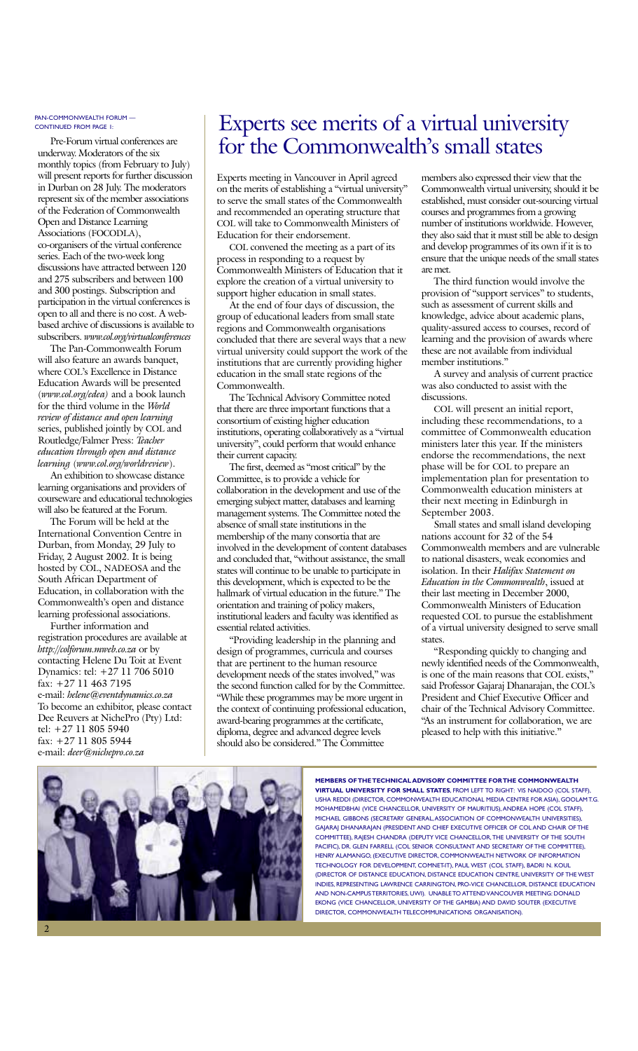PAN-COMMONWEALTH FORUM — CONTINUED FROM PAGE 1:

Pre-Forum virtual conferences are underway. Moderators of the six monthly topics (from February to July) will present reports for further discussion in Durban on 28 July. The moderators represent six of the member associations of the Federation of Commonwealth Open and Distance Learning Associations (FOCODLA), co-organisers of the virtual conference series. Each of the two-week long discussions have attracted between 120 and 275 subscribers and between 100 and 300 postings. Subscription and participation in the virtual conferences is open to all and there is no cost. A web-based archive of discussions is available to subscribers. *www.col.org/virtualconferences*

The Pan-Commonwealth Forum will also feature an awards banquet, where COL's Excellence in Distance Education Awards will be presented (*www.col.org/edea)* and a book launch for the third volume in the *World review of distance and open learning* series, published jointly by COL and Routledge/Falmer Press: *Teacher education through open and distance learning* (*www.col.org/worldreview*).

An exhibition to showcase distance learning organisations and providers of courseware and educational technologies will also be featured at the Forum.

The Forum will be held at the International Convention Centre in Durban, from Monday, 29 July to Friday, 2 August 2002. It is being hosted by COL, NADEOSA and the South African Department of Education, in collaboration with the Commonwealth's open and distance learning professional associations.

Further information and registration procedures are available at *http://colforum.mweb.co.za* or by contacting Helene Du Toit at Event Dynamics: tel: +27 11 706 5010 fax: +27 11 463 7195 e-mail: *helene@eventdynamics.co.za* To become an exhibitor, please contact Dee Reuvers at NichePro (Pty) Ltd: tel: +27 11 805 5940 fax: +27 11 805 5944 e-mail: *deer@nichepro.co.za*

# Experts see merits of a virtual university for the Commonwealth's small states

Experts meeting in Vancouver in April agreed on the merits of establishing a "virtual university" to serve the small states of the Commonwealth and recommended an operating structure that COL will take to Commonwealth Ministers of Education for their endorsement.

COL convened the meeting as a part of its process in responding to a request by Commonwealth Ministers of Education that it explore the creation of a virtual university to support higher education in small states.

At the end of four days of discussion, the group of educational leaders from small state regions and Commonwealth organisations concluded that there are several ways that a new virtual university could support the work of the institutions that are currently providing higher education in the small state regions of the Commonwealth.

The Technical Advisory Committee noted that there are three important functions that a consortium of existing higher education institutions, operating collaboratively as a "virtual university", could perform that would enhance their current capacity.

The first, deemed as "most critical" by the Committee, is to provide a vehicle for collaboration in the development and use of the emerging subject matter, databases and learning management systems. The Committee noted the absence of small state institutions in the membership of the many consortia that are involved in the development of content databases and concluded that, "without assistance, the small states will continue to be unable to participate in this development, which is expected to be the hallmark of virtual education in the future." The orientation and training of policy makers, institutional leaders and faculty was identified as essential related activities.

"Providing leadership in the planning and design of programmes, curricula and courses that are pertinent to the human resource development needs of the states involved," was the second function called for by the Committee. "While these programmes may be more urgent in the context of continuing professional education, award-bearing programmes at the certificate, diploma, degree and advanced degree levels should also be considered." The Committee members also expressed their view that the Commonwealth virtual university, should it be established, must consider out-sourcing virtual courses and programmes from a growing number of institutions worldwide. However, they also said that it must still be able to design and develop programmes of its own if it is to ensure that the unique needs of the small states are met.

The third function would involve the provision of "support services" to students, such as assessment of current skills and knowledge, advice about academic plans, quality-assured access to courses, record of learning and the provision of awards where these are not available from individual member institutions."

A survey and analysis of current practice was also conducted to assist with the discussions.

COL will present an initial report, including these recommendations, to a committee of Commonwealth education ministers later this year. If the ministers endorse the recommendations, the next phase will be for COL to prepare an implementation plan for presentation to Commonwealth education ministers at their next meeting in Edinburgh in September 2003.

Small states and small island developing nations account for 32 of the 54 Commonwealth members and are vulnerable to national disasters, weak economies and isolation. In their *Halifax Statement on Education in the Commonwealth*, issued at their last meeting in December 2000, Commonwealth Ministers of Education requested COL to pursue the establishment of a virtual university designed to serve small states.

"Responding quickly to changing and newly identified needs of the Commonwealth, is one of the main reasons that COL exists," said Professor Gajaraj Dhanarajan, the COL's President and Chief Executive Officer and chair of the Technical Advisory Committee. "As an instrument for collaboration, we are pleased to help with this initiative."

**MEMBERS OF THE TECHNICAL ADVISORY COMMITTEE FOR THE COMMONWEALTH VIRTUAL UNIVERSITY FOR SMALL STATES**, FROM LEFT TO RIGHT: VIS NAIDOO (COL STAFF), USHA REDDI (DIRECTOR, COMMONWEALTH EDUCATIONAL MEDIA CENTRE FOR ASIA), GOOLAM T.G. MOHAMEDBHAI (VICE CHANCELLOR, UNIVERSITY OF MAURITIUS), ANDREA HOPE (COL STAFF), MICHAEL GIBBONS (SECRETARY GENERAL, ASSOCIATION OF COMMONWEALTH UNIVERSITIES), GAJARAJ DHANARAJAN (PRESIDENT AND CHIEF EXECUTIVE OFFICER OF COL AND CHAIR OF THE COMMITTEE), RAJESH CHANDRA (DEPUTY VICE CHANCELLOR, THE UNIVERSITY OF THE SOUTH PACIFIC), DR. GLEN FARRELL (COL SENIOR CONSULTANT AND SECRETARY OF THE COMMITTEE), HENRY ALAMANGO, (EXECUTIVE DIRECTOR, COMMONWEALTH NETWORK OF INFORMATION TECHNOLOGY FOR DEVELOPMENT, COMNET-IT), PAUL WEST (COL STAFF), BADRI N. KOUL (DIRECTOR OF DISTANCE EDUCATION, DISTANCE EDUCATION CENTRE, UNIVERSITY OF THE WEST INDIES, REPRESENTING LAWRENCE CARRINGTON, PRO-VICE CHANCELLOR, DISTANCE EDUCATION AND NON-CAMPUS TERRITORIES, UWI). UNABLE TO ATTEND VANCOUVER MEETING: DONALD EKONG (VICE CHANCELLOR, UNIVERSITY OF THE GAMBIA) AND DAVID SOUTER (EXECUTIVE DIRECTOR, COMMONWEALTH TELECOMMUNICATIONS ORGANISATION).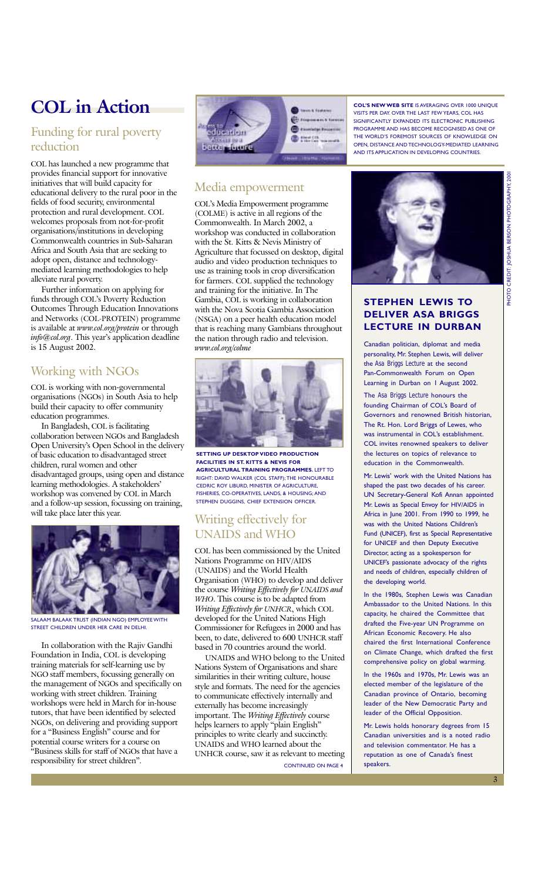# COL in Action

## Funding for rural poverty reduction

COL has launched a new programme that provides financial support for innovative initiatives that will build capacity for educational delivery to the rural poor in the fields of food security, environmental protection and rural development. COL welcomes proposals from not-for-profit organisations/institutions in developing Commonwealth countries in Sub-Saharan Africa and South Asia that are seeking to adopt open, distance and technology-mediated learning methodologies to help alleviate rural poverty.

Further information on applying for funds through COL's Poverty Reduction Outcomes Through Education Innovations and Networks (COL-PROTEIN) programme is available at *www.col.org/protein* or through *info@col.org*. This year's application deadline is 15 August 2002.

## Working with NGOs

COL is working with non-governmental organisations (NGOs) in South Asia to help build their capacity to offer community education programmes.

In Bangladesh, COL is facilitating collaboration between NGOs and Bangladesh Open University's Open School in the delivery of basic education to disadvantaged street children, rural women and other disadvantaged groups, using open and distance learning methodologies. A stakeholders' workshop was convened by COL in March and a follow-up session, focussing on training, will take place later this year.

SALAAM BALAAK TRUST (INDIAN NGO) EMPLOYEE WITH STREET CHILDREN UNDER HER CARE IN DELHI.

In collaboration with the Rajiv Gandhi Foundation in India, COL is developing training materials for self-learning use by NGO staff members, focussing generally on the management of NGOs and specifically on working with street children. Training workshops were held in March for in-house tutors, that have been identified by selected NGOs, on delivering and providing support for a "Business English" course and for potential course writers for a course on "Business skills for staff of NGOs that have a responsibility for street children".

**COL'S NEW WEB SITE** IS AVERAGING OVER 1000 UNIQUE VISITS PER DAY. OVER THE LAST FEW YEARS, COL HAS SIGNIFICANTLY EXPANDED ITS ELECTRONIC PUBLISHING PROGRAMME AND HAS BECOME RECOGNISED AS ONE OF THE WORLD'S FOREMOST SOURCES OF KNOWLEDGE ON OPEN, DISTANCE AND TECHNOLOGY-MEDIATED LEARNING AND ITS APPLICATION IN DEVELOPING COUNTRIES.

## Media empowerment

COL's Media Empowerment programme (COLME) is active in all regions of the Commonwealth. In March 2002, a workshop was conducted in collaboration with the St. Kitts & Nevis Ministry of Agriculture that focussed on desktop, digital audio and video production techniques to use as training tools in crop diversification for farmers. COL supplied the technology and training for the initiative. In The Gambia, COL is working in collaboration with the Nova Scotia Gambia Association (NSGA) on a peer health education model that is reaching many Gambians throughout the nation through radio and television. *www.col.org/colme*

**SETTING UP DESKTOP VIDEO PRODUCTION FACILITIES IN ST. KITTS & NEVIS FOR AGRICULTURAL TRAINING PROGRAMMES.** LEFT TO RIGHT: DAVID WALKER (COL STAFF); THE HONOURABLE CEDRIC ROY LIBURD, MINISTER OF AGRICULTURE, FISHERIES, CO-OPERATIVES, LANDS, & HOUSING; AND STEPHEN DUGGINS, CHIEF EXTENSION OFFICER.

## Writing effectively for UNAIDS and WHO

COL has been commissioned by the United Nations Programme on HIV/AIDS (UNAIDS) and the World Health Organisation (WHO) to develop and deliver the course *Writing Effectively for UNAIDS and WHO*. This course is to be adapted from *Writing Effectively for UNHCR*, which COL developed for the United Nations High Commissioner for Refugees in 2000 and has been, to date, delivered to 600 UNHCR staff based in 70 countries around the world.

UNAIDS and WHO belong to the United Nations System of Organisations and share similarities in their writing culture, house style and formats. The need for the agencies to communicate effectively internally and externally has become increasingly important. The *Writing Effectively* course helps learners to apply "plain English" principles to write clearly and succinctly. UNAIDS and WHO learned about the UNHCR course, saw it as relevant to meeting

CONTINUED ON PAGE 4

PHOTO CREDIT: JOSHUA BERSON PHOTOGRAPHY, 2001

### STEPHEN LEWIS TO DELIVER ASA BRIGGS LECTURE IN DURBAN

Canadian politician, diplomat and media personality, Mr. Stephen Lewis, will deliver the *Asa Briggs Lecture* at the second Pan-Commonwealth Forum on Open Learning in Durban on 1 August 2002.

The *Asa Briggs Lecture* honours the founding Chairman of COL's Board of Governors and renowned British historian, The Rt. Hon. Lord Briggs of Lewes, who was instrumental in COL's establishment. COL invites renowned speakers to deliver the lectures on topics of relevance to education in the Commonwealth.

Mr. Lewis' work with the United Nations has shaped the past two decades of his career. UN Secretary-General Kofi Annan appointed Mr. Lewis as Special Envoy for HIV/AIDS in Africa in June 2001. From 1990 to 1999, he was with the United Nations Children's Fund (UNICEF), first as Special Representative for UNICEF and then Deputy Executive Director, acting as a spokesperson for UNICEF's passionate advocacy of the rights and needs of children, especially children of the developing world.

In the 1980s, Stephen Lewis was Canadian Ambassador to the United Nations. In this capacity, he chaired the Committee that drafted the Five-year UN Programme on African Economic Recovery. He also chaired the first International Conference on Climate Change, which drafted the first comprehensive policy on global warming.

In the 1960s and 1970s, Mr. Lewis was an elected member of the legislature of the Canadian province of Ontario, becoming leader of the New Democratic Party and leader of the Official Opposition.

Mr. Lewis holds honorary degrees from 15 Canadian universities and is a noted radio and television commentator. He has a reputation as one of Canada's finest speakers.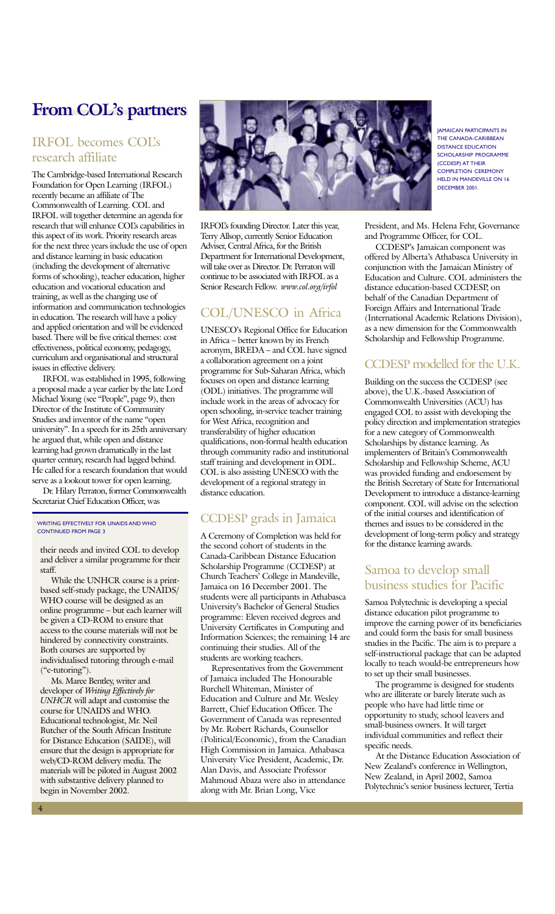# From COL's partners

## IRFOL becomes COL's research affiliate

The Cambridge-based International Research Foundation for Open Learning (IRFOL) recently became an affiliate of The Commonwealth of Learning. COL and IRFOL will together determine an agenda for research that will enhance COL's capabilities in this aspect of its work. Priority research areas for the next three years include the use of open and distance learning in basic education (including the development of alternative forms of schooling), teacher education, higher education and vocational education and training, as well as the changing use of information and communication technologies in education. The research will have a policy and applied orientation and will be evidenced based. There will be five critical themes: cost effectiveness, political economy, pedagogy, curriculum and organisational and structural issues in effective delivery.

IRFOL was established in 1995, following a proposal made a year earlier by the late Lord Michael Young (see "People", page 9), then Director of the Institute of Community Studies and inventor of the name "open university". In a speech for its 25th anniversary he argued that, while open and distance learning had grown dramatically in the last quarter century, research had lagged behind. He called for a research foundation that would serve as a lookout tower for open learning.

Dr. Hilary Perraton, former Commonwealth Secretariat Chief Education Officer, was IRFOL's founding Director. Later this year, Terry Allsop, currently Senior Education Adviser, Central Africa, for the British Department for International Development, will take over as Director. Dr. Perraton will continue to be associated with IRFOL as a Senior Research Fellow. *www.col.org/irfol*

WRITING EFFECTIVELY FOR UNAIDS AND WHO CONTINUED FROM PAGE 3

their needs and invited COL to develop and deliver a similar programme for their staff.

While the UNHCR course is a print-based self-study package, the UNAIDS/WHO course will be designed as an online programme – but each learner will be given a CD-ROM to ensure that access to the course materials will not be hindered by connectivity constraints. Both courses are supported by individualised tutoring through e-mail ("e-tutoring").

Ms. Maree Bentley, writer and developer of *Writing Effectively for UNHCR* will adapt and customise the course for UNAIDS and WHO. Educational technologist, Mr. Neil Butcher of the South African Institute for Distance Education (SAIDE), will ensure that the design is appropriate for web/CD-ROM delivery media. The materials will be piloted in August 2002 with substantive delivery planned to begin in November 2002.

JAMAICAN PARTICIPANTS IN THE CANADA-CARIBBEAN DISTANCE EDUCATION SCHOLARSHIP PROGRAMME (CCDESP) AT THEIR COMPLETION CEREMONY HELD IN MANDEVILLE ON 16 DECEMBER 2001.

## COL/UNESCO in Africa

UNESCO's Regional Office for Education in Africa – better known by its French acronym, BREDA – and COL have signed a collaboration agreement on a joint programme for Sub-Saharan Africa, which focuses on open and distance learning (ODL) initiatives. The programme will include work in the areas of advocacy for open schooling, in-service teacher training for West Africa, recognition and transferability of higher education qualifications, non-formal health education through community radio and institutional staff training and development in ODL. COL is also assisting UNESCO with the development of a regional strategy in distance education.

## CCDESP grads in Jamaica

A Ceremony of Completion was held for the second cohort of students in the Canada-Caribbean Distance Education Scholarship Programme (CCDESP) at Church Teachers' College in Mandeville, Jamaica on 16 December 2001. The students were all participants in Athabasca University's Bachelor of General Studies programme: Eleven received degrees and University Certificates in Computing and Information Sciences; the remaining 14 are continuing their studies. All of the students are working teachers.

Representatives from the Government of Jamaica included The Honourable Burchell Whiteman, Minister of Education and Culture and Mr. Wesley Barrett, Chief Education Officer. The Government of Canada was represented by Mr. Robert Richards, Counsellor (Political/Economic), from the Canadian High Commission in Jamaica. Athabasca University Vice President, Academic, Dr. Alan Davis, and Associate Professor Mahmoud Abaza were also in attendance along with Mr. Brian Long, Vice President, and Ms. Helena Fehr, Governance and Programme Officer, for COL.

CCDESP's Jamaican component was offered by Alberta's Athabasca University in conjunction with the Jamaican Ministry of Education and Culture. COL administers the distance education-based CCDESP, on behalf of the Canadian Department of Foreign Affairs and International Trade (International Academic Relations Division), as a new dimension for the Commonwealth Scholarship and Fellowship Programme.

## CCDESP modelled for the U.K.

Building on the success the CCDESP (see above), the U.K.-based Association of Commonwealth Universities (ACU) has engaged COL to assist with developing the policy direction and implementation strategies for a new category of Commonwealth Scholarships by distance learning. As implementers of Britain's Commonwealth Scholarship and Fellowship Scheme, ACU was provided funding and endorsement by the British Secretary of State for International Development to introduce a distance-learning component. COL will advise on the selection of the initial courses and identification of themes and issues to be considered in the development of long-term policy and strategy for the distance learning awards.

## Samoa to develop small business studies for Pacific

Samoa Polytechnic is developing a special distance education pilot programme to improve the earning power of its beneficiaries and could form the basis for small business studies in the Pacific. The aim is to prepare a self-instructional package that can be adapted locally to teach would-be entrepreneurs how to set up their small businesses.

The programme is designed for students who are illiterate or barely literate such as people who have had little time or opportunity to study, school leavers and small-business owners. It will target individual communities and reflect their specific needs.

At the Distance Education Association of New Zealand's conference in Wellington, New Zealand, in April 2002, Samoa Polytechnic's senior business lecturer, Tertia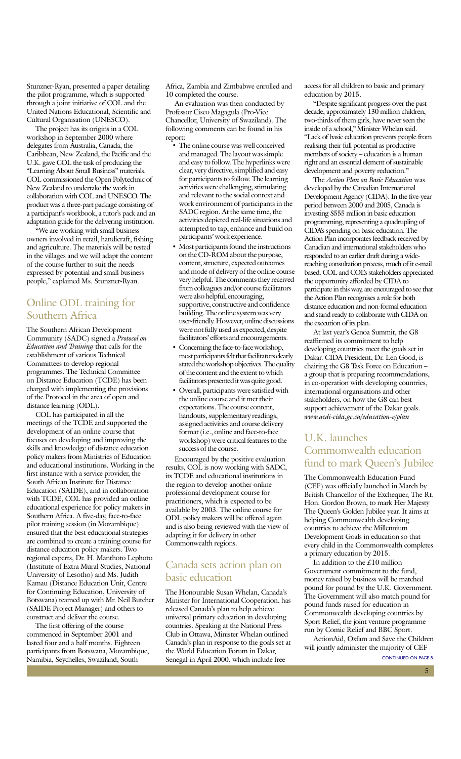Stunzner-Ryan, presented a paper detailing the pilot programme, which is supported through a joint initiative of COL and the United Nations Educational, Scientific and Cultural Organisation (UNESCO).

The project has its origins in a COL workshop in September 2000 where delegates from Australia, Canada, the Caribbean, New Zealand, the Pacific and the U.K. gave COL the task of producing the "Learning About Small Business" materials. COL commissioned the Open Polytechnic of New Zealand to undertake the work in collaboration with COL and UNESCO. The product was a three-part package consisting of a participant's workbook, a tutor's pack and an adaptation guide for the delivering institution.

"We are working with small business owners involved in retail, handicraft, fishing and agriculture. The materials will be tested in the villages and we will adapt the content of the course further to suit the needs expressed by potential and small business people," explained Ms. Stunzner-Ryan.

## Online ODL training for Southern Africa

The Southern African Development Community (SADC) signed a *Protocol on Education and Training* that calls for the establishment of various Technical Committees to develop regional programmes. The Technical Committee on Distance Education (TCDE) has been charged with implementing the provisions of the Protocol in the area of open and distance learning (ODL).

COL has participated in all the meetings of the TCDE and supported the development of an online course that focuses on developing and improving the skills and knowledge of distance education policy makers from Ministries of Education and educational institutions. Working in the first instance with a service provider, the South African Institute for Distance Education (SAIDE), and in collaboration with TCDE, COL has provided an online educational experience for policy makers in Southern Africa. A five-day, face-to-face pilot training session (in Mozambique) ensured that the best educational strategies are combined to create a training course for distance education policy makers. Two regional experts, Dr. H. Manthoto Lephoto (Institute of Extra Mural Studies, National University of Lesotho) and Ms. Judith Kamau (Distance Education Unit, Centre for Continuing Education, University of Botswana) teamed up with Mr. Neil Butcher (SAIDE Project Manager) and others to construct and deliver the course.

The first offering of the course commenced in September 2001 and lasted four and a half months. Eighteen participants from Botswana, Mozambique, Namibia, Seychelles, Swaziland, South Africa, Zambia and Zimbabwe enrolled and 10 completed the course.

An evaluation was then conducted by Professor Cisco Magagula (Pro-Vice Chancellor, University of Swaziland). The following comments can be found in his report:

- The online course was well conceived and managed. The layout was simple and easy to follow. The hyperlinks were clear, very directive, simplified and easy for participants to follow. The learning activities were challenging, stimulating and relevant to the social context and work environment of participants in the SADC region. At the same time, the activities depicted real-life situations and attempted to tap, enhance and build on participants' work experience.
- Most participants found the instructions on the CD-ROM about the purpose, content, structure, expected outcomes and mode of delivery of the online course very helpful. The comments they received from colleagues and/or course facilitators were also helpful, encouraging, supportive, constructive and confidence building. The online system was very user-friendly. However, online discussions were not fully used as expected, despite facilitators' efforts and encouragements.
- Concerning the face-to-face workshop, most participants felt that facilitators clearly stated the workshop objectives. The quality of the content and the extent to which facilitators presented it was quite good.
- Overall, participants were satisfied with the online course and it met their expectations. The course content, handouts, supplementary readings, assigned activities and course delivery format (i.e., online and face-to-face workshop) were critical features to the success of the course.

Encouraged by the positive evaluation results, COL is now working with SADC, its TCDE and educational institutions in the region to develop another online professional development course for practitioners, which is expected to be available by 2003. The online course for ODL policy makers will be offered again and is also being reviewed with the view of adapting it for delivery in other Commonwealth regions.

## Canada sets action plan on basic education

The Honourable Susan Whelan, Canada's Minister for International Cooperation, has released Canada's plan to help achieve universal primary education in developing countries. Speaking at the National Press Club in Ottawa, Minister Whelan outlined Canada's plan in response to the goals set at the World Education Forum in Dakar, Senegal in April 2000, which include free access for all children to basic and primary education by 2015.

"Despite significant progress over the past decade, approximately 130 million children, two-thirds of them girls, have never seen the inside of a school," Minister Whelan said. "Lack of basic education prevents people from realising their full potential as productive members of society – education is a human right and an essential element of sustainable development and poverty reduction."

The *Action Plan on Basic Education* was developed by the Canadian International Development Agency (CIDA). In the five-year period between 2000 and 2005, Canada is investing $555 million in basic education programming, representing a quadrupling of CIDA's spending on basic education. The Action Plan incorporates feedback received by Canadian and international stakeholders who responded to an earlier draft during a wide-reaching consultation process, much of it e-mail based. COL and COL's stakeholders appreciated the opportunity afforded by CIDA to participate in this way, are encouraged to see that the Action Plan recognises a role for both distance education and non-formal education and stand ready to collaborate with CIDA on the execution of its plan.

At last year's Genoa Summit, the G8 reaffirmed its commitment to help developing countries meet the goals set in Dakar. CIDA President, Dr. Len Good, is chairing the G8 Task Force on Education – a group that is preparing recommendations, in co-operation with developing countries, international organisations and other stakeholders, on how the G8 can best support achievement of the Dakar goals. *www.acdi-cida.gc.ca/education-e/plan*

## U.K. launches Commonwealth education fund to mark Queen's Jubilee

The Commonwealth Education Fund (CEF) was officially launched in March by British Chancellor of the Exchequer, The Rt. Hon. Gordon Brown, to mark Her Majesty The Queen's Golden Jubilee year. It aims at helping Commonwealth developing countries to achieve the Millennium Development Goals in education so that every child in the Commonwealth completes a primary education by 2015.

In addition to the £10 million Government commitment to the fund, money raised by business will be matched pound for pound by the U.K. Government. The Government will also match pound for pound funds raised for education in Commonwealth developing countries by Sport Relief, the joint venture programme run by Comic Relief and BBC Sport.

ActionAid, Oxfam and Save the Children will jointly administer the majority of CEF

CONTINUED ON PAGE 8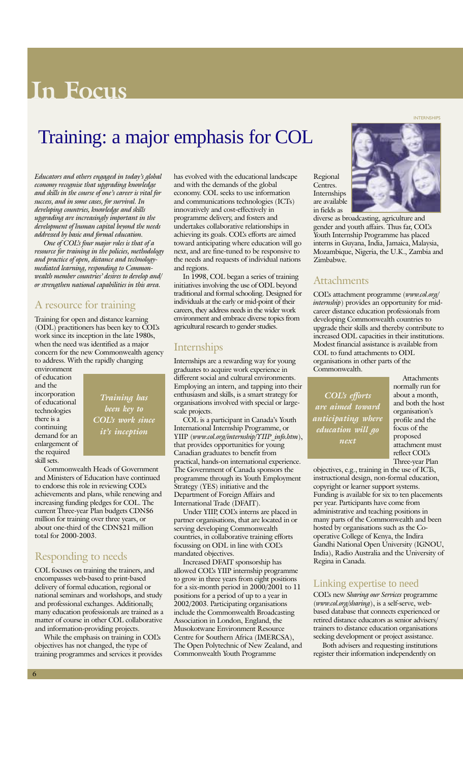# In Focus

# Training: a major emphasis for COL

*Educators and others engaged in today's global economy recognise that upgrading knowledge and skills in the course of one's career is vital for success, and in some cases, for survival. In developing countries, knowledge and skills upgrading are increasingly important in the development of human capital beyond the needs addressed by basic and formal education.*

*One of COL's four major roles is that of a resource for training in the policies, methodology and practice of open, distance and technology-mediated learning, responding to Commonwealth member countries' desires to develop and/or strengthen national capabilities in this area.*

## A resource for training

Training for open and distance learning (ODL) practitioners has been key to COL's work since its inception in the late 1980s, when the need was identified as a major concern for the new Commonwealth agency to address. With the rapidly changing environment of education and the incorporation of educational technologies there is a continuing demand for an enlargement of the required skill sets.

> *Training has been key to COL's work since it's inception*

Commonwealth Heads of Government and Ministers of Education have continued to endorse this role in reviewing COL's achievements and plans, while renewing and increasing funding pledges for COL. The current Three-year Plan budgets CDN$6 million for training over three years, or about one-third of the CDN$21 million total for 2000-2003.

## Responding to needs

COL focuses on training the trainers, and encompasses web-based to print-based delivery of formal education, regional or national seminars and workshops, and study and professional exchanges. Additionally, many education professionals are trained as a matter of course in other COL collaborative and information-providing projects.

While the emphasis on training in COL's objectives has not changed, the type of training programmes and services it provides has evolved with the educational landscape and with the demands of the global economy. COL seeks to use information and communications technologies (ICTs) innovatively and cost-effectively in programme delivery, and fosters and undertakes collaborative relationships in achieving its goals. COL's efforts are aimed toward anticipating where education will go next, and are fine-tuned to be responsive to the needs and requests of individual nations and regions.

In 1998, COL began a series of training initiatives involving the use of ODL beyond traditional and formal schooling. Designed for individuals at the early or mid-point of their careers, they address needs in the wider work environment and embrace diverse topics from agricultural research to gender studies.

## Internships

Internships are a rewarding way for young graduates to acquire work experience in different social and cultural environments. Employing an intern, and tapping into their enthusiasm and skills, is a smart strategy for organisations involved with special or large-scale projects.

COL is a participant in Canada's Youth International Internship Programme, or YIIP (*www.col.org/internship/YIIP_info.htm*), that provides opportunities for young Canadian graduates to benefit from practical, hands-on international experience. The Government of Canada sponsors the programme through its Youth Employment Strategy (YES) initiative and the Department of Foreign Affairs and International Trade (DFAIT).

Under YIIP, COL's interns are placed in partner organisations, that are located in or serving developing Commonwealth countries, in collaborative training efforts focussing on ODL in line with COL's mandated objectives.

Increased DFAIT sponsorship has allowed COL's YIIP internship programme to grow in three years from eight positions for a six-month period in 2000/2001 to 11 positions for a period of up to a year in 2002/2003. Participating organisations include the Commonwealth Broadcasting Association in London, England, the Musokotwane Environment Resource Centre for Southern Africa (IMERCSA), The Open Polytechnic of New Zealand, and Commonwealth Youth Programme Regional Centres. Internships are available in fields as diverse as broadcasting, agriculture and gender and youth affairs. Thus far, COL's Youth Internship Programme has placed interns in Guyana, India, Jamaica, Malaysia, Mozambique, Nigeria, the U.K., Zambia and Zimbabwe.

## Attachments

COL's attachment programme (*www.col.org/internship*) provides an opportunity for mid-career distance education professionals from developing Commonwealth countries to upgrade their skills and thereby contribute to increased ODL capacities in their institutions. Modest financial assistance is available from COL to fund attachments to ODL organisations in other parts of the Commonwealth.

> *COL's efforts are aimed toward anticipating where education will go next*

Attachments normally run for about a month, and both the host organisation's profile and the focus of the proposed attachment must reflect COL's Three-year Plan objectives, e.g., training in the use of ICTs, instructional design, non-formal education, copyright or learner support systems. Funding is available for six to ten placements per year. Participants have come from administrative and teaching positions in many parts of the Commonwealth and been hosted by organisations such as the Co-operative College of Kenya, the Indira Gandhi National Open University (IGNOU, India), Radio Australia and the University of Regina in Canada.

## Linking expertise to need

COL's new *Sharing our Services* programme (*www.col.org/sharing*), is a self-serve, web-based database that connects experienced or retired distance educators as senior advisers/trainers to distance education organisations seeking development or project assistance.

Both advisers and requesting institutions register their information independently on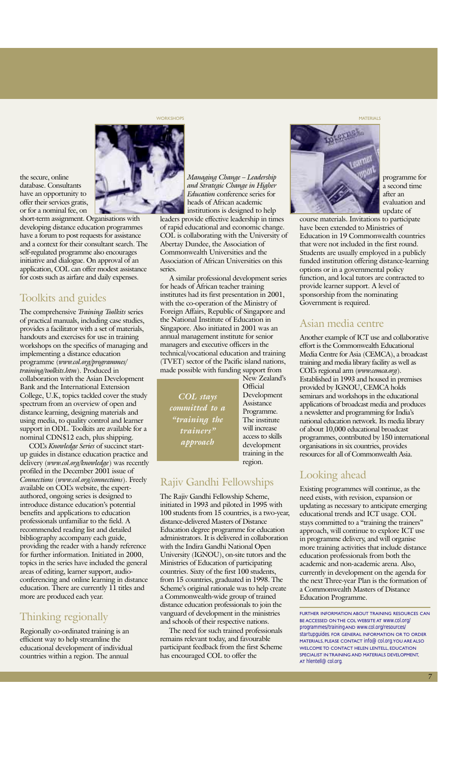the secure, online database. Consultants have an opportunity to offer their services gratis, or for a nominal fee, on short-term assignment. Organisations with developing distance education programmes have a forum to post requests for assistance and a context for their consultant search. The self-regulated programme also encourages initiative and dialogue. On approval of an application, COL can offer modest assistance for costs such as airfare and daily expenses.

## Toolkits and guides

The comprehensive *Training Toolkits* series of practical manuals, including case studies, provides a facilitator with a set of materials, handouts and exercises for use in training workshops on the specifics of managing and implementing a distance education programme (*www.col.org/programmes/training/toolkits.htm*). Produced in collaboration with the Asian Development Bank and the International Extension College, U.K, topics tackled cover the study spectrum from an overview of open and distance learning, designing materials and using media, to quality control and learner support in ODL. Toolkits are available for a nominal CDN$12 each, plus shipping.

COL's *Knowledge Series* of succinct start-up guides in distance education practice and delivery (*www.col.org/knowledge*) was recently profiled in the December 2001 issue of *Connections* (*www.col.org/connections*). Freely available on COL's website, the expert-authored, ongoing series is designed to introduce distance education's potential benefits and applications to education professionals unfamiliar to the field. A recommended reading list and detailed bibliography accompany each guide, providing the reader with a handy reference for further information. Initiated in 2000, topics in the series have included the general areas of editing, learner support, audio-conferencing and online learning in distance education. There are currently 11 titles and more are produced each year.

## Thinking regionally

Regionally co-ordinated training is an efficient way to help streamline the educational development of individual countries within a region. The annual *Managing Change – Leadership and Strategic Change in Higher Education* conference series for heads of African academic institutions is designed to help leaders provide effective leadership in times of rapid educational and economic change. COL is collaborating with the University of Abertay Dundee, the Association of Commonwealth Universities and the Association of African Universities on this series.

A similar professional development series for heads of African teacher training institutes had its first presentation in 2001, with the co-operation of the Ministry of Foreign Affairs, Republic of Singapore and the National Institute of Education in Singapore. Also initiated in 2001 was an annual management institute for senior managers and executive officers in the technical/vocational education and training (TVET) sector of the Pacific island nations, made possible with funding support from New Zealand's Official Development Assistance Programme. The institute will increase access to skills development training in the region.

*COL stays committed to a "training the trainers" approach*

## Rajiv Gandhi Fellowships

The Rajiv Gandhi Fellowship Scheme, initiated in 1993 and piloted in 1995 with 100 students from 15 countries, is a two-year, distance-delivered Masters of Distance Education degree programme for education administrators. It is delivered in collaboration with the Indira Gandhi National Open University (IGNOU), on-site tutors and the Ministries of Education of participating countries. Sixty of the first 100 students, from 15 countries, graduated in 1998. The Scheme's original rationale was to help create a Commonwealth-wide group of trained distance education professionals to join the vanguard of development in the ministries and schools of their respective nations.

The need for such trained professionals remains relevant today, and favourable participant feedback from the first Scheme has encouraged COL to offer the programme for a second time after an evaluation and update of course materials. Invitations to participate have been extended to Ministries of Education in 19 Commonwealth countries that were not included in the first round. Students are usually employed in a publicly funded institution offering distance-learning options or in a governmental policy function, and local tutors are contracted to provide learner support. A level of sponsorship from the nominating Government is required.

## Asian media centre

Another example of ICT use and collaborative effort is the Commonwealth Educational Media Centre for Asia (CEMCA), a broadcast training and media library facility as well as COL's regional arm (*www.cemca.org*). Established in 1993 and housed in premises provided by IGNOU, CEMCA holds seminars and workshops in the educational applications of broadcast media and produces a newsletter and programming for India's national education network. Its media library of about 10,000 educational broadcast programmes, contributed by 150 international organisations in six countries, provides resources for all of Commonwealth Asia.

## Looking ahead

Existing programmes will continue, as the need exists, with revision, expansion or updating as necessary to anticipate emerging educational trends and ICT usage. COL stays committed to a "training the trainers" approach, will continue to explore ICT use in programme delivery, and will organise more training activities that include distance education professionals from both the academic and non-academic arena. Also, currently in development on the agenda for the next Three-year Plan is the formation of a Commonwealth Masters of Distance Education Programme.

FURTHER INFORMATION ABOUT TRAINING RESOURCES CAN BE ACCESSED ON THE COL WEBSITE AT www.col.org/programmes/training AND www.col.org/resources/startupguides. FOR GENERAL INFORMATION OR TO ORDER MATERIALS, PLEASE CONTACT info@col.org. YOU ARE ALSO WELCOME TO CONTACT HELEN LENTELL, EDUCATION SPECIALIST IN TRAINING AND MATERIALS DEVELOPMENT, AT hlentell@col.org.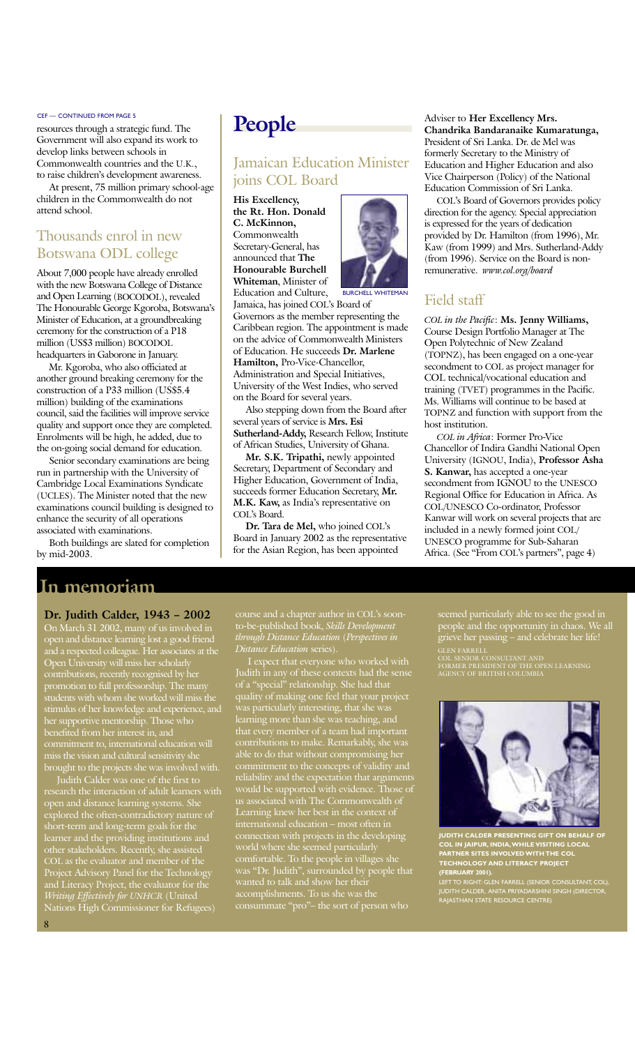CEF — CONTINUED FROM PAGE 5

resources through a strategic fund. The Government will also expand its work to develop links between schools in Commonwealth countries and the U.K., to raise children's development awareness.

At present, 75 million primary school-age children in the Commonwealth do not attend school.

## Thousands enrol in new Botswana ODL college

About 7,000 people have already enrolled with the new Botswana College of Distance and Open Learning (BOCODOL), revealed The Honourable George Kgoroba, Botswana's Minister of Education, at a groundbreaking ceremony for the construction of a P18 million (US$3 million) BOCODOL headquarters in Gaborone in January.

Mr. Kgoroba, who also officiated at another ground breaking ceremony for the construction of a P33 million (US$5.4 million) building of the examinations council, said the facilities will improve service quality and support once they are completed. Enrolments will be high, he added, due to the on-going social demand for education.

Senior secondary examinations are being run in partnership with the University of Cambridge Local Examinations Syndicate (UCLES). The Minister noted that the new examinations council building is designed to enhance the security of all operations associated with examinations.

Both buildings are slated for completion by mid-2003.

# People

## Jamaican Education Minister joins COL Board

**His Excellency, the Rt. Hon. Donald C. McKinnon,** Commonwealth Secretary-General, has announced that **The Honourable Burchell Whiteman**, Minister of Education and Culture, Jamaica, has joined COL's Board of Governors as the member representing the Caribbean region. The appointment is made on the advice of Commonwealth Ministers of Education. He succeeds **Dr. Marlene Hamilton,** Pro-Vice-Chancellor, Administration and Special Initiatives, University of the West Indies, who served on the Board for several years.

BURCHELL WHITEMAN

Also stepping down from the Board after several years of service is **Mrs. Esi Sutherland-Addy,** Research Fellow, Institute of African Studies, University of Ghana.

**Mr. S.K. Tripathi,** newly appointed Secretary, Department of Secondary and Higher Education, Government of India, succeeds former Education Secretary, **Mr. M.K. Kaw,** as India's representative on COL's Board.

**Dr. Tara de Mel,** who joined COL's Board in January 2002 as the representative for the Asian Region, has been appointed Adviser to **Her Excellency Mrs. Chandrika Bandaranaike Kumaratunga,** President of Sri Lanka. Dr. de Mel was formerly Secretary to the Ministry of Education and Higher Education and also Vice Chairperson (Policy) of the National Education Commission of Sri Lanka.

COL's Board of Governors provides policy direction for the agency. Special appreciation is expressed for the years of dedication provided by Dr. Hamilton (from 1996), Mr. Kaw (from 1999) and Mrs. Sutherland-Addy (from 1996). Service on the Board is non-remunerative. *www.col.org/board*

## Field staff

*COL in the Pacific*: **Ms. Jenny Williams,** Course Design Portfolio Manager at The Open Polytechnic of New Zealand (TOPNZ), has been engaged on a one-year secondment to COL as project manager for COL technical/vocational education and training (TVET) programmes in the Pacific. Ms. Williams will continue to be based at TOPNZ and function with support from the host institution.

*COL in Africa*: Former Pro-Vice Chancellor of Indira Gandhi National Open University (IGNOU, India), **Professor Asha S. Kanwar,** has accepted a one-year secondment from IGNOU to the UNESCO Regional Office for Education in Africa. As COL/UNESCO Co-ordinator, Professor Kanwar will work on several projects that are included in a newly formed joint COL/UNESCO programme for Sub-Saharan Africa. (See "From COL's partners", page 4)

# In memoriam

**Dr. Judith Calder, 1943 – 2002**

On March 31 2002, many of us involved in open and distance learning lost a good friend and a respected colleague. Her associates at the Open University will miss her scholarly contributions, recently recognised by her promotion to full professorship. The many students with whom she worked will miss the stimulus of her knowledge and experience, and her supportive mentorship. Those who benefited from her interest in, and commitment to, international education will miss the vision and cultural sensitivity she brought to the projects she was involved with.

Judith Calder was one of the first to research the interaction of adult learners with open and distance learning systems. She explored the often-contradictory nature of short-term and long-term goals for the learner and the providing institutions and other stakeholders. Recently, she assisted COL as the evaluator and member of the Project Advisory Panel for the Technology and Literacy Project, the evaluator for the *Writing Effectively for UNHCR* (United Nations High Commissioner for Refugees) course and a chapter author in COL's soon-to-be-published book, *Skills Development through Distance Education* (*Perspectives in Distance Education* series).

I expect that everyone who worked with Judith in any of these contexts had the sense of a "special" relationship. She had that quality of making one feel that your project was particularly interesting, that she was learning more than she was teaching, and that every member of a team had important contributions to make. Remarkably, she was able to do that without compromising her commitment to the concepts of validity and reliability and the expectation that arguments would be supported with evidence. Those of us associated with The Commonwealth of Learning knew her best in the context of international education – most often in connection with projects in the developing world where she seemed particularly comfortable. To the people in villages she was "Dr. Judith", surrounded by people that wanted to talk and show her their accomplishments. To us she was the consummate "pro"– the sort of person who seemed particularly able to see the good in people and the opportunity in chaos. We all grieve her passing – and celebrate her life!

GLEN FARRELL
COL SENIOR CONSULTANT AND FORMER PRESIDENT OF THE OPEN LEARNING AGENCY OF BRITISH COLUMBIA

**JUDITH CALDER PRESENTING GIFT ON BEHALF OF COL IN JAIPUR, INDIA, WHILE VISITING LOCAL PARTNER SITES INVOLVED WITH THE COL TECHNOLOGY AND LITERACY PROJECT (FEBRUARY 2001).**

LEFT TO RIGHT: GLEN FARRELL (SENIOR CONSULTANT, COL), JUDITH CALDER, ANITA PRIYADARSHINI SINGH (DIRECTOR, RAJASTHAN STATE RESOURCE CENTRE)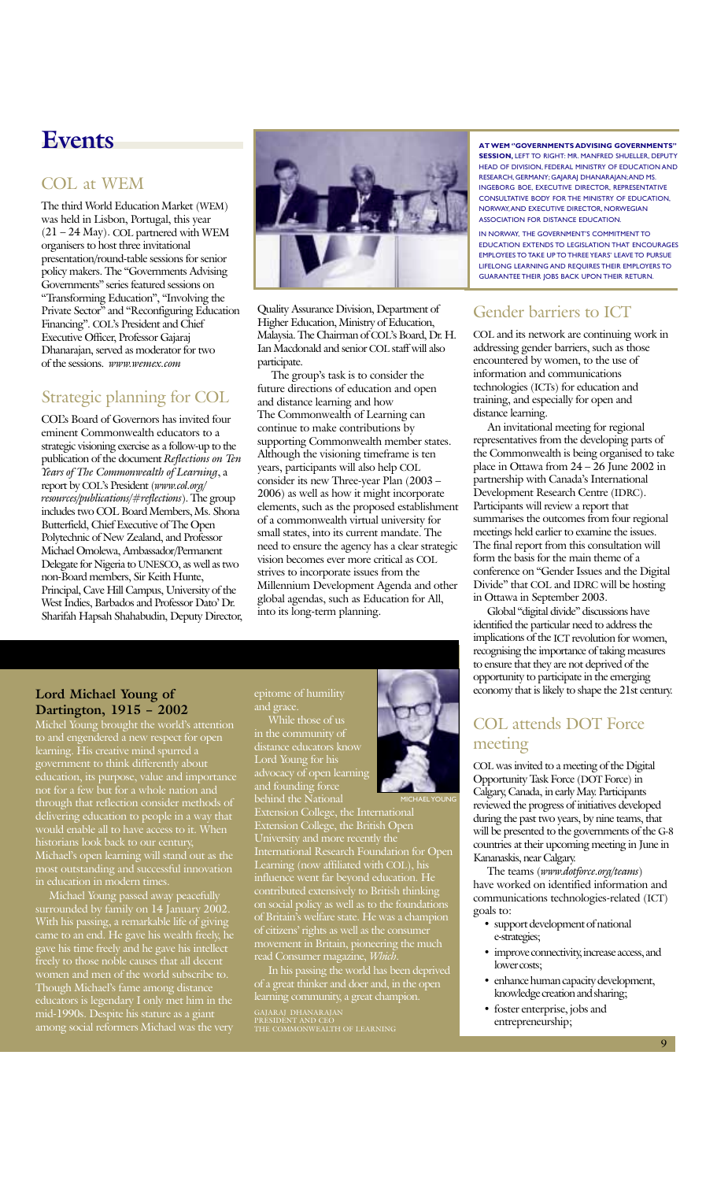# Events

## COL at WEM

The third World Education Market (WEM) was held in Lisbon, Portugal, this year (21 – 24 May). COL partnered with WEM organisers to host three invitational presentation/round-table sessions for senior policy makers. The "Governments Advising Governments" series featured sessions on "Transforming Education", "Involving the Private Sector" and "Reconfiguring Education Financing". COL's President and Chief Executive Officer, Professor Gajaraj Dhanarajan, served as moderator for two of the sessions. *www.wemex.com*

## Strategic planning for COL

COL's Board of Governors has invited four eminent Commonwealth educators to a strategic visioning exercise as a follow-up to the publication of the document *Reflections on Ten Years of The Commonwealth of Learning*, a report by COL's President (*www.col.org/resources/publications/#reflections*). The group includes two COL Board Members, Ms. Shona Butterfield, Chief Executive of The Open Polytechnic of New Zealand, and Professor Michael Omolewa, Ambassador/Permanent Delegate for Nigeria to UNESCO, as well as two non-Board members, Sir Keith Hunte, Principal, Cave Hill Campus, University of the West Indies, Barbados and Professor Dato' Dr. Sharifah Hapsah Shahabudin, Deputy Director, Quality Assurance Division, Department of Higher Education, Ministry of Education, Malaysia. The Chairman of COL's Board, Dr. H. Ian Macdonald and senior COL staff will also participate.

The group's task is to consider the future directions of education and open and distance learning and how The Commonwealth of Learning can continue to make contributions by supporting Commonwealth member states. Although the visioning timeframe is ten years, participants will also help COL consider its new Three-year Plan (2003 – 2006) as well as how it might incorporate elements, such as the proposed establishment of a commonwealth virtual university for small states, into its current mandate. The need to ensure the agency has a clear strategic vision becomes ever more critical as COL strives to incorporate issues from the Millennium Development Agenda and other global agendas, such as Education for All, into its long-term planning.

**AT WEM "GOVERNMENTS ADVISING GOVERNMENTS" SESSION,** LEFT TO RIGHT: MR. MANFRED SHUELLER, DEPUTY HEAD OF DIVISION, FEDERAL MINISTRY OF EDUCATION AND RESEARCH, GERMANY; GAJARAJ DHANARAJAN; AND MS. INGEBORG BOE, EXECUTIVE DIRECTOR, REPRESENTATIVE CONSULTATIVE BODY FOR THE MINISTRY OF EDUCATION, NORWAY, AND EXECUTIVE DIRECTOR, NORWEGIAN ASSOCIATION FOR DISTANCE EDUCATION.

IN NORWAY, THE GOVERNMENT'S COMMITMENT TO EDUCATION EXTENDS TO LEGISLATION THAT ENCOURAGES EMPLOYEES TO TAKE UP TO THREE YEARS' LEAVE TO PURSUE LIFELONG LEARNING AND REQUIRES THEIR EMPLOYERS TO GUARANTEE THEIR JOBS BACK UPON THEIR RETURN.

## Gender barriers to ICT

COL and its network are continuing work in addressing gender barriers, such as those encountered by women, to the use of information and communications technologies (ICTs) for education and training, and especially for open and distance learning.

An invitational meeting for regional representatives from the developing parts of the Commonwealth is being organised to take place in Ottawa from 24 – 26 June 2002 in partnership with Canada's International Development Research Centre (IDRC). Participants will review a report that summarises the outcomes from four regional meetings held earlier to examine the issues. The final report from this consultation will form the basis for the main theme of a conference on "Gender Issues and the Digital Divide" that COL and IDRC will be hosting in Ottawa in September 2003.

Global "digital divide" discussions have identified the particular need to address the implications of the ICT revolution for women, recognising the importance of taking measures to ensure that they are not deprived of the opportunity to participate in the emerging economy that is likely to shape the 21st century.

### Lord Michael Young of Dartington, 1915 – 2002

Michel Young brought the world's attention to and engendered a new respect for open learning. His creative mind spurred a government to think differently about education, its purpose, value and importance not for a few but for a whole nation and through that reflection consider methods of delivering education to people in a way that would enable all to have access to it. When historians look back to our century, Michael's open learning will stand out as the most outstanding and successful innovation in education in modern times.

Michael Young passed away peacefully surrounded by family on 14 January 2002. With his passing, a remarkable life of giving came to an end. He gave his wealth freely, he gave his time freely and he gave his intellect freely to those noble causes that all decent women and men of the world subscribe to. Though Michael's fame among distance educators is legendary I only met him in the mid-1990s. Despite his stature as a giant among social reformers Michael was the very epitome of humility and grace.

MICHAEL YOUNG

While those of us in the community of distance educators know Lord Young for his advocacy of open learning and founding force behind the National Extension College, the International Extension College, the British Open University and more recently the International Research Foundation for Open Learning (now affiliated with COL), his influence went far beyond education. He contributed extensively to British thinking on social policy as well as to the foundations of Britain's welfare state. He was a champion of citizens' rights as well as the consumer movement in Britain, pioneering the much read Consumer magazine, *Which*.

In his passing the world has been deprived of a great thinker and doer and, in the open learning community, a great champion.

GAJARAJ DHANARAJAN
PRESIDENT AND CEO
THE COMMONWEALTH OF LEARNING

## COL attends DOT Force meeting

COL was invited to a meeting of the Digital Opportunity Task Force (DOT Force) in Calgary, Canada, in early May. Participants reviewed the progress of initiatives developed during the past two years, by nine teams, that will be presented to the governments of the G-8 countries at their upcoming meeting in June in Kananaskis, near Calgary.

The teams (*www.dotforce.org/teams*) have worked on identified information and communications technologies-related (ICT) goals to:

- support development of national e-strategies;
- improve connectivity, increase access, and lower costs;
- enhance human capacity development, knowledge creation and sharing;
- foster enterprise, jobs and entrepreneurship;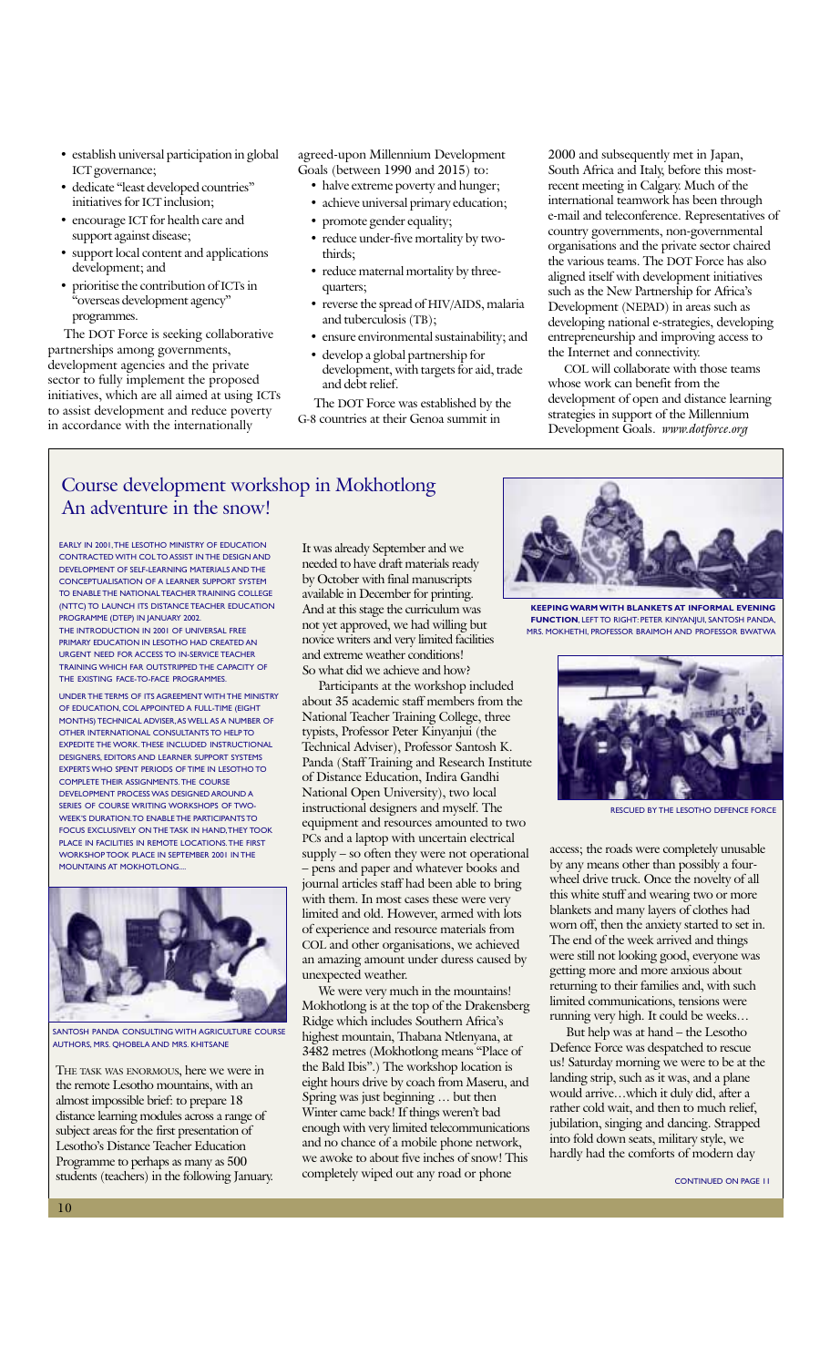- establish universal participation in global ICT governance;
- dedicate "least developed countries" initiatives for ICT inclusion;
- encourage ICT for health care and support against disease;
- support local content and applications development; and
- prioritise the contribution of ICTs in "overseas development agency" programmes.

The DOT Force is seeking collaborative partnerships among governments, development agencies and the private sector to fully implement the proposed initiatives, which are all aimed at using ICTs to assist development and reduce poverty in accordance with the internationally agreed-upon Millennium Development Goals (between 1990 and 2015) to:

- halve extreme poverty and hunger;
- achieve universal primary education;
- promote gender equality;
- reduce under-five mortality by two-thirds;
- reduce maternal mortality by three-quarters;
- reverse the spread of HIV/AIDS, malaria and tuberculosis (TB);
- ensure environmental sustainability; and
- develop a global partnership for development, with targets for aid, trade and debt relief.

The DOT Force was established by the G-8 countries at their Genoa summit in 2000 and subsequently met in Japan, South Africa and Italy, before this most-recent meeting in Calgary. Much of the international teamwork has been through e-mail and teleconference. Representatives of country governments, non-governmental organisations and the private sector chaired the various teams. The DOT Force has also aligned itself with development initiatives such as the New Partnership for Africa's Development (NEPAD) in areas such as developing national e-strategies, developing entrepreneurship and improving access to the Internet and connectivity.

COL will collaborate with those teams whose work can benefit from the development of open and distance learning strategies in support of the Millennium Development Goals. *www.dotforce.org*

## Course development workshop in Mokhotlong
## An adventure in the snow!

EARLY IN 2001, THE LESOTHO MINISTRY OF EDUCATION CONTRACTED WITH COL TO ASSIST IN THE DESIGN AND DEVELOPMENT OF SELF-LEARNING MATERIALS AND THE CONCEPTUALISATION OF A LEARNER SUPPORT SYSTEM TO ENABLE THE NATIONAL TEACHER TRAINING COLLEGE (NTTC) TO LAUNCH ITS DISTANCE TEACHER EDUCATION PROGRAMME (DTEP) IN JANUARY 2002.

THE INTRODUCTION IN 2001 OF UNIVERSAL FREE PRIMARY EDUCATION IN LESOTHO HAD CREATED AN URGENT NEED FOR ACCESS TO IN-SERVICE TEACHER TRAINING WHICH FAR OUTSTRIPPED THE CAPACITY OF THE EXISTING FACE-TO-FACE PROGRAMMES.

UNDER THE TERMS OF ITS AGREEMENT WITH THE MINISTRY OF EDUCATION, COL APPOINTED A FULL-TIME (EIGHT MONTHS) TECHNICAL ADVISER, AS WELL AS A NUMBER OF OTHER INTERNATIONAL CONSULTANTS TO HELP TO EXPEDITE THE WORK. THESE INCLUDED INSTRUCTIONAL DESIGNERS, EDITORS AND LEARNER SUPPORT SYSTEMS EXPERTS WHO SPENT PERIODS OF TIME IN LESOTHO TO COMPLETE THEIR ASSIGNMENTS. THE COURSE DEVELOPMENT PROCESS WAS DESIGNED AROUND A SERIES OF COURSE WRITING WORKSHOPS OF TWO-WEEK'S DURATION. TO ENABLE THE PARTICIPANTS TO FOCUS EXCLUSIVELY ON THE TASK IN HAND, THEY TOOK PLACE IN FACILITIES IN REMOTE LOCATIONS. THE FIRST WORKSHOP TOOK PLACE IN SEPTEMBER 2001 IN THE MOUNTAINS AT MOKHOTLONG....

SANTOSH PANDA CONSULTING WITH AGRICULTURE COURSE AUTHORS, MRS. QHOBELA AND MRS. KHITSANE

THE TASK WAS ENORMOUS, here we were in the remote Lesotho mountains, with an almost impossible brief: to prepare 18 distance learning modules across a range of subject areas for the first presentation of Lesotho's Distance Teacher Education Programme to perhaps as many as 500 students (teachers) in the following January. It was already September and we needed to have draft materials ready by October with final manuscripts available in December for printing. And at this stage the curriculum was not yet approved, we had willing but novice writers and very limited facilities and extreme weather conditions! So what did we achieve and how?

Participants at the workshop included about 35 academic staff members from the National Teacher Training College, three typists, Professor Peter Kinyanjui (the Technical Adviser), Professor Santosh K. Panda (Staff Training and Research Institute of Distance Education, Indira Gandhi National Open University), two local instructional designers and myself. The equipment and resources amounted to two PCs and a laptop with uncertain electrical supply – so often they were not operational – pens and paper and whatever books and journal articles staff had been able to bring with them. In most cases these were very limited and old. However, armed with lots of experience and resource materials from COL and other organisations, we achieved an amazing amount under duress caused by unexpected weather.

We were very much in the mountains! Mokhotlong is at the top of the Drakensberg Ridge which includes Southern Africa's highest mountain, Thabana Ntlenyana, at 3482 metres (Mokhotlong means "Place of the Bald Ibis".) The workshop location is eight hours drive by coach from Maseru, and Spring was just beginning … but then Winter came back! If things weren't bad enough with very limited telecommunications and no chance of a mobile phone network, we awoke to about five inches of snow! This completely wiped out any road or phone access; the roads were completely unusable by any means other than possibly a four-wheel drive truck. Once the novelty of all this white stuff and wearing two or more blankets and many layers of clothes had worn off, then the anxiety started to set in. The end of the week arrived and things were still not looking good, everyone was getting more and more anxious about returning to their families and, with such limited communications, tensions were running very high. It could be weeks…

**KEEPING WARM WITH BLANKETS AT INFORMAL EVENING FUNCTION.** LEFT TO RIGHT: PETER KINYANJUI, SANTOSH PANDA, MRS. MOKHETHI, PROFESSOR BRAIMOH AND PROFESSOR BWATWA

RESCUED BY THE LESOTHO DEFENCE FORCE

But help was at hand – the Lesotho Defence Force was despatched to rescue us! Saturday morning we were to be at the landing strip, such as it was, and a plane would arrive…which it duly did, after a rather cold wait, and then to much relief, jubilation, singing and dancing. Strapped into fold down seats, military style, we hardly had the comforts of modern day

CONTINUED ON PAGE 11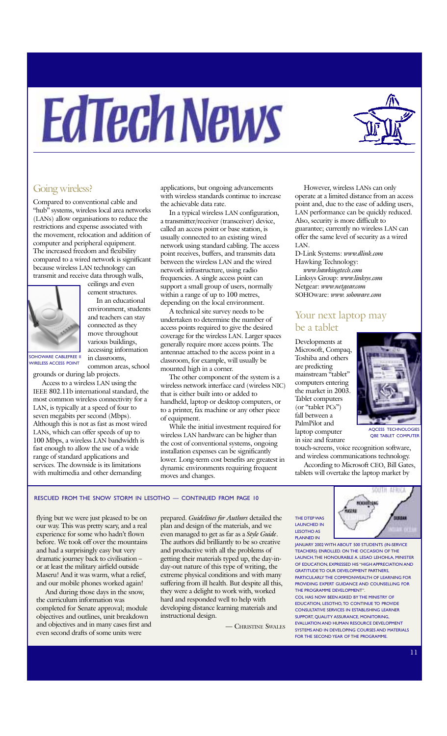# EdTech News

## Going wireless?

Compared to conventional cable and "hub" systems, wireless local area networks (LANs) allow organisations to reduce the restrictions and expense associated with the movement, relocation and addition of computer and peripheral equipment. The increased freedom and flexibility compared to a wired network is significant because wireless LAN technology can transmit and receive data through walls, ceilings and even cement structures.

SOHOWARE CABLEFREE II WIRELESS ACCESS POINT

In an educational environment, students and teachers can stay connected as they move throughout various buildings, accessing information in classrooms, common areas, school grounds or during lab projects.

Access to a wireless LAN using the IEEE 802.11b international standard, the most common wireless connectivity for a LAN, is typically at a speed of four to seven megabits per second (Mbps). Although this is not as fast as most wired LANs, which can offer speeds of up to 100 Mbps, a wireless LAN bandwidth is fast enough to allow the use of a wide range of standard applications and services. The downside is its limitations with multimedia and other demanding applications, but ongoing advancements with wireless standards continue to increase the achievable data rate.

In a typical wireless LAN configuration, a transmitter/receiver (transceiver) device, called an access point or base station, is usually connected to an existing wired network using standard cabling. The access point receives, buffers, and transmits data between the wireless LAN and the wired network infrastructure, using radio frequencies. A single access point can support a small group of users, normally within a range of up to 100 metres, depending on the local environment.

A technical site survey needs to be undertaken to determine the number of access points required to give the desired coverage for the wireless LAN. Larger spaces generally require more access points. The antennae attached to the access point in a classroom, for example, will usually be mounted high in a corner.

The other component of the system is a wireless network interface card (wireless NIC) that is either built into or added to handheld, laptop or desktop computers, or to a printer, fax machine or any other piece of equipment.

While the initial investment required for wireless LAN hardware can be higher than the cost of conventional systems, ongoing installation expenses can be significantly lower. Long-term cost benefits are greatest in dynamic environments requiring frequent moves and changes.

However, wireless LANs can only operate at a limited distance from an access point and, due to the ease of adding users, LAN performance can be quickly reduced. Also, security is more difficult to guarantee; currently no wireless LAN can offer the same level of security as a wired LAN.

D-Link Systems: *www.dlink.com*  
Hawking Technology: *www.hawkingtech.com*  
Linksys Group: *www.linksys.com*  
Netgear: *www.netgear.com*  
SOHOware: *www. sohoware.com*

## Your next laptop may be a tablet

Developments at Microsoft, Compaq, Toshiba and others are predicting mainstream "tablet" computers entering the market in 2003. Tablet computers (or "tablet PCs") fall between a PalmPilot and laptop computer in size and feature touch-screens, voice recognition software, and wireless communications technology.

AQCESS TECHNOLOGIES QBE TABLET COMPUTER

According to Microsoft CEO, Bill Gates, tablets will overtake the laptop market by

---

RESCUED FROM THE SNOW STORM IN LESOTHO — CONTINUED FROM PAGE 10

flying but we were just pleased to be on our way. This was pretty scary, and a real experience for some who hadn't flown before. We took off over the mountains and had a surprisingly easy but very dramatic journey back to civilisation – or at least the military airfield outside Maseru! And it was warm, what a relief, and our mobile phones worked again!

And during those days in the snow, the curriculum information was completed for Senate approval; module objectives and outlines, unit breakdown and objectives and in many cases first and even second drafts of some units were prepared. *Guidelines for Authors* detailed the plan and design of the materials, and we even managed to get as far as a *Style Guide*. The authors did brilliantly to be so creative and productive with all the problems of getting their materials typed up, the day-in-day-out nature of this type of writing, the extreme physical conditions and with many suffering from ill health. But despite all this, they were a delight to work with, worked hard and responded well to help with developing distance learning materials and instructional design.

— CHRISTINE SWALES

THE DTEP WAS LAUNCHED IN LESOTHO AS PLANNED IN JANUARY 2002 WITH ABOUT 500 STUDENTS (IN-SERVICE TEACHERS) ENROLLED. ON THE OCCASION OF THE LAUNCH, THE HONOURABLE A. LESAO LEHOHLA, MINISTER OF EDUCATION, EXPRESSED HIS "HIGH APPRECIATION AND GRATITUDE TO OUR DEVELOPMENT PARTNERS, PARTICULARLY THE COMMONWEALTH OF LEARNING FOR PROVIDING EXPERT GUIDANCE AND COUNSELLING FOR THE PROGRAMME DEVELOPMENT".

COL HAS NOW BEEN ASKED BY THE MINISTRY OF EDUCATION, LESOTHO, TO CONTINUE TO PROVIDE CONSULTATIVE SERVICES IN ESTABLISHING LEARNER SUPPORT, QUALITY ASSURANCE, MONITORING, EVALUATION AND HUMAN RESOURCE DEVELOPMENT SYSTEMS AND IN DEVELOPING COURSES AND MATERIALS FOR THE SECOND YEAR OF THE PROGRAMME.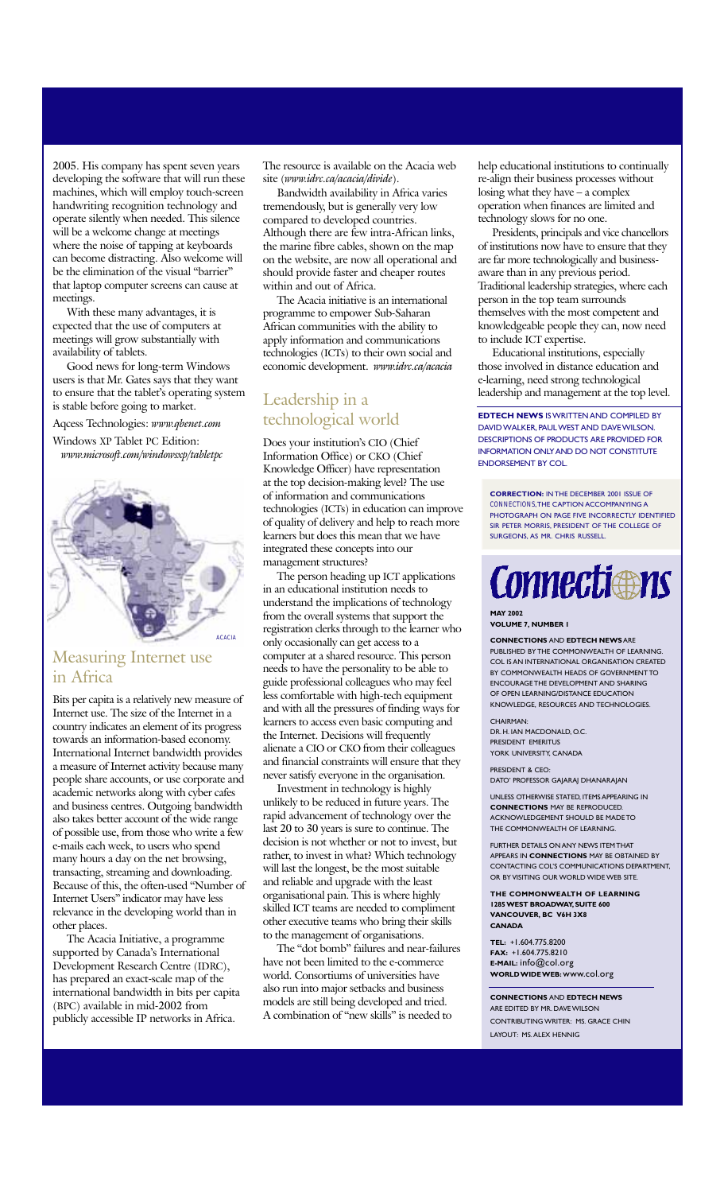2005. His company has spent seven years developing the software that will run these machines, which will employ touch-screen handwriting recognition technology and operate silently when needed. This silence will be a welcome change at meetings where the noise of tapping at keyboards can become distracting. Also welcome will be the elimination of the visual "barrier" that laptop computer screens can cause at meetings.

With these many advantages, it is expected that the use of computers at meetings will grow substantially with availability of tablets.

Good news for long-term Windows users is that Mr. Gates says that they want to ensure that the tablet's operating system is stable before going to market.

Aqcess Technologies: *www.qbenet.com*

Windows XP Tablet PC Edition: *www.microsoft.com/windowsxp/tabletpc*

ACACIA

## Measuring Internet use in Africa

Bits per capita is a relatively new measure of Internet use. The size of the Internet in a country indicates an element of its progress towards an information-based economy. International Internet bandwidth provides a measure of Internet activity because many people share accounts, or use corporate and academic networks along with cyber cafes and business centres. Outgoing bandwidth also takes better account of the wide range of possible use, from those who write a few e-mails each week, to users who spend many hours a day on the net browsing, transacting, streaming and downloading. Because of this, the often-used "Number of Internet Users" indicator may have less relevance in the developing world than in other places.

The Acacia Initiative, a programme supported by Canada's International Development Research Centre (IDRC), has prepared an exact-scale map of the international bandwidth in bits per capita (BPC) available in mid-2002 from publicly accessible IP networks in Africa. The resource is available on the Acacia web site (*www.idrc.ca/acacia/divide*).

Bandwidth availability in Africa varies tremendously, but is generally very low compared to developed countries. Although there are few intra-African links, the marine fibre cables, shown on the map on the website, are now all operational and should provide faster and cheaper routes within and out of Africa.

The Acacia initiative is an international programme to empower Sub-Saharan African communities with the ability to apply information and communications technologies (ICTs) to their own social and economic development. *www.idrc.ca/acacia*

## Leadership in a technological world

Does your institution's CIO (Chief Information Office) or CKO (Chief Knowledge Officer) have representation at the top decision-making level? The use of information and communications technologies (ICTs) in education can improve of quality of delivery and help to reach more learners but does this mean that we have integrated these concepts into our management structures?

The person heading up ICT applications in an educational institution needs to understand the implications of technology from the overall systems that support the registration clerks through to the learner who only occasionally can get access to a computer at a shared resource. This person needs to have the personality to be able to guide professional colleagues who may feel less comfortable with high-tech equipment and with all the pressures of finding ways for learners to access even basic computing and the Internet. Decisions will frequently alienate a CIO or CKO from their colleagues and financial constraints will ensure that they never satisfy everyone in the organisation.

Investment in technology is highly unlikely to be reduced in future years. The rapid advancement of technology over the last 20 to 30 years is sure to continue. The decision is not whether or not to invest, but rather, to invest in what? Which technology will last the longest, be the most suitable and reliable and upgrade with the least organisational pain. This is where highly skilled ICT teams are needed to compliment other executive teams who bring their skills to the management of organisations.

The "dot bomb" failures and near-failures have not been limited to the e-commerce world. Consortiums of universities have also run into major setbacks and business models are still being developed and tried. A combination of "new skills" is needed to help educational institutions to continually re-align their business processes without losing what they have – a complex operation when finances are limited and technology slows for no one.

Presidents, principals and vice chancellors of institutions now have to ensure that they are far more technologically and business-aware than in any previous period. Traditional leadership strategies, where each person in the top team surrounds themselves with the most competent and knowledgeable people they can, now need to include ICT expertise.

Educational institutions, especially those involved in distance education and e-learning, need strong technological leadership and management at the top level.

**EDTECH NEWS** IS WRITTEN AND COMPILED BY DAVID WALKER, PAUL WEST AND DAVE WILSON. DESCRIPTIONS OF PRODUCTS ARE PROVIDED FOR INFORMATION ONLY AND DO NOT CONSTITUTE ENDORSEMENT BY COL.

**CORRECTION:** IN THE DECEMBER 2001 ISSUE OF *CONNECTIONS*, THE CAPTION ACCOMPANYING A PHOTOGRAPH ON PAGE FIVE INCORRECTLY IDENTIFIED SIR PETER MORRIS, PRESIDENT OF THE COLLEGE OF SURGEONS, AS MR. CHRIS RUSSELL.

# Connections

**MAY 2002**
**VOLUME 7, NUMBER 1**

**CONNECTIONS** AND **EDTECH NEWS** ARE PUBLISHED BY THE COMMONWEALTH OF LEARNING. COL IS AN INTERNATIONAL ORGANISATION CREATED BY COMMONWEALTH HEADS OF GOVERNMENT TO ENCOURAGE THE DEVELOPMENT AND SHARING OF OPEN LEARNING/DISTANCE EDUCATION KNOWLEDGE, RESOURCES AND TECHNOLOGIES.

CHAIRMAN:
DR. H. IAN MACDONALD, O.C.
PRESIDENT EMERITUS
YORK UNIVERSITY, CANADA

PRESIDENT & CEO:
DATO' PROFESSOR GAJARAJ DHANARAJAN

UNLESS OTHERWISE STATED, ITEMS APPEARING IN **CONNECTIONS** MAY BE REPRODUCED. ACKNOWLEDGEMENT SHOULD BE MADE TO THE COMMONWEALTH OF LEARNING.

FURTHER DETAILS ON ANY NEWS ITEM THAT APPEARS IN **CONNECTIONS** MAY BE OBTAINED BY CONTACTING COL'S COMMUNICATIONS DEPARTMENT, OR BY VISITING OUR WORLD WIDE WEB SITE.

**THE COMMONWEALTH OF LEARNING**
**1285 WEST BROADWAY, SUITE 600**
**VANCOUVER, BC V6H 3X8**
**CANADA**

**TEL:** +1.604.775.8200
**FAX:** +1.604.775.8210
**E-MAIL:** info@col.org
**WORLD WIDE WEB:** www.col.org

**CONNECTIONS** AND **EDTECH NEWS** ARE EDITED BY MR. DAVE WILSON
CONTRIBUTING WRITER: MS. GRACE CHIN
LAYOUT: MS. ALEX HENNIG